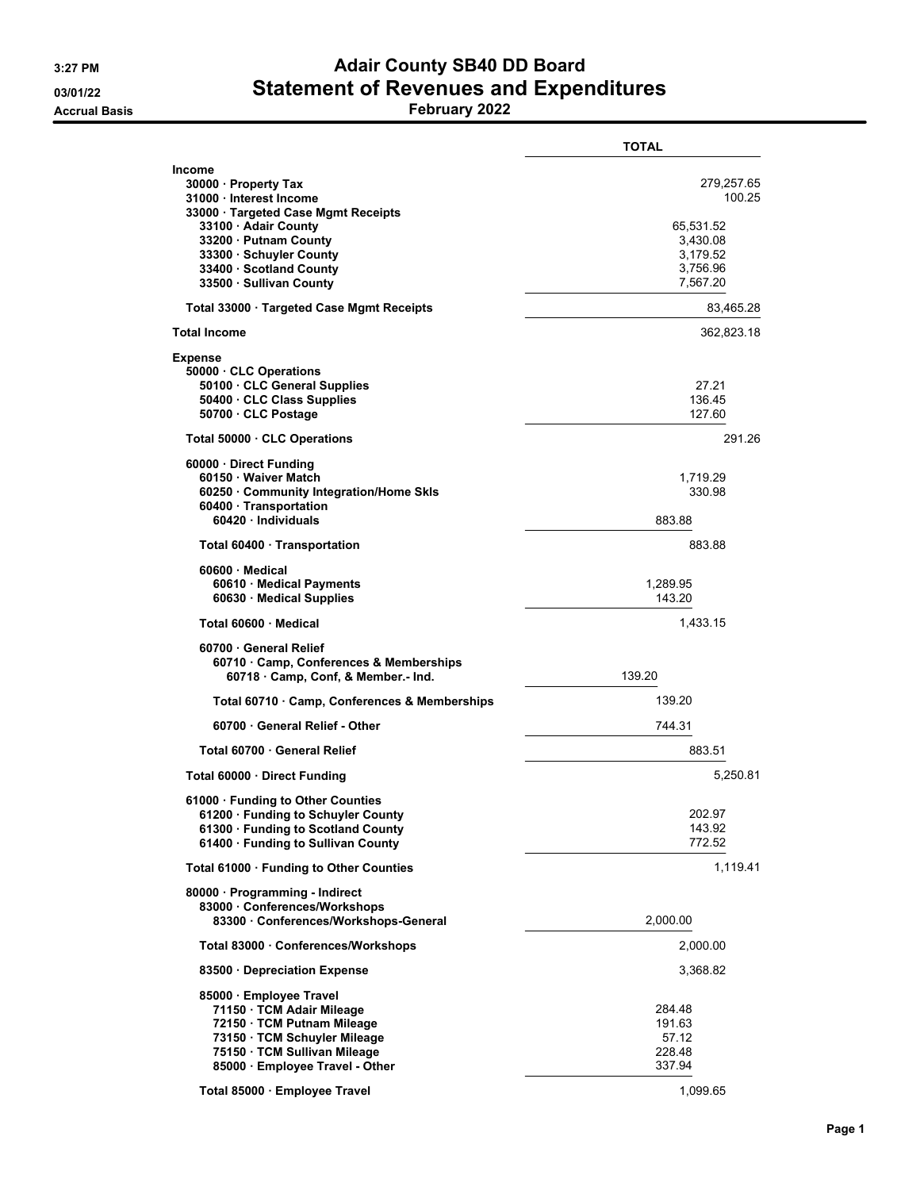# Adair County SB40 DD Board
## Statement of Revenues and Expenditures
### February 2022

3:27 PM
03/01/22
Accrual Basis

| | TOTAL |
|---|---|
| **Income** | |
| 30000 · Property Tax | 279,257.65 |
| 31000 · Interest Income | 100.25 |
| 33000 · Targeted Case Mgmt Receipts | |
| 33100 · Adair County | 65,531.52 |
| 33200 · Putnam County | 3,430.08 |
| 33300 · Schuyler County | 3,179.52 |
| 33400 · Scotland County | 3,756.96 |
| 33500 · Sullivan County | 7,567.20 |
| **Total 33000 · Targeted Case Mgmt Receipts** | 83,465.28 |
| **Total Income** | 362,823.18 |
| **Expense** | |
| 50000 · CLC Operations | |
| 50100 · CLC General Supplies | 27.21 |
| 50400 · CLC Class Supplies | 136.45 |
| 50700 · CLC Postage | 127.60 |
| **Total 50000 · CLC Operations** | 291.26 |
| 60000 · Direct Funding | |
| 60150 · Waiver Match | 1,719.29 |
| 60250 · Community Integration/Home Skls | 330.98 |
| 60400 · Transportation | |
| 60420 · Individuals | 883.88 |
| **Total 60400 · Transportation** | 883.88 |
| 60600 · Medical | |
| 60610 · Medical Payments | 1,289.95 |
| 60630 · Medical Supplies | 143.20 |
| **Total 60600 · Medical** | 1,433.15 |
| 60700 · General Relief | |
| 60710 · Camp, Conferences & Memberships | |
| 60718 · Camp, Conf, & Member.- Ind. | 139.20 |
| **Total 60710 · Camp, Conferences & Memberships** | 139.20 |
| 60700 · General Relief - Other | 744.31 |
| **Total 60700 · General Relief** | 883.51 |
| **Total 60000 · Direct Funding** | 5,250.81 |
| 61000 · Funding to Other Counties | |
| 61200 · Funding to Schuyler County | 202.97 |
| 61300 · Funding to Scotland County | 143.92 |
| 61400 · Funding to Sullivan County | 772.52 |
| **Total 61000 · Funding to Other Counties** | 1,119.41 |
| 80000 · Programming - Indirect | |
| 83000 · Conferences/Workshops | |
| 83300 · Conferences/Workshops-General | 2,000.00 |
| **Total 83000 · Conferences/Workshops** | 2,000.00 |
| 83500 · Depreciation Expense | 3,368.82 |
| 85000 · Employee Travel | |
| 71150 · TCM Adair Mileage | 284.48 |
| 72150 · TCM Putnam Mileage | 191.63 |
| 73150 · TCM Schuyler Mileage | 57.12 |
| 75150 · TCM Sullivan Mileage | 228.48 |
| 85000 · Employee Travel - Other | 337.94 |
| **Total 85000 · Employee Travel** | 1,099.65 |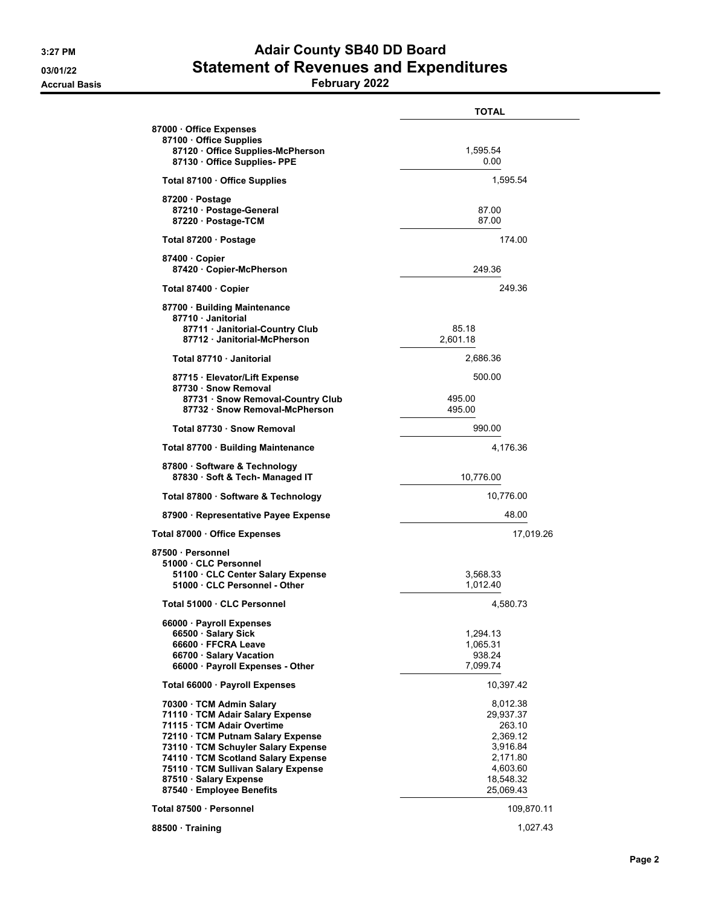# Adair County SB40 DD Board

## Statement of Revenues and Expenditures

**February 2022**

3:27 PM
03/01/22
Accrual Basis

| | TOTAL |
|---|---|
| **87000 · Office Expenses** | |
| **87100 · Office Supplies** | |
| **87120 · Office Supplies-McPherson** | 1,595.54 |
| **87130 · Office Supplies- PPE** | 0.00 |
| **Total 87100 · Office Supplies** | 1,595.54 |
| **87200 · Postage** | |
| **87210 · Postage-General** | 87.00 |
| **87220 · Postage-TCM** | 87.00 |
| **Total 87200 · Postage** | 174.00 |
| **87400 · Copier** | |
| **87420 · Copier-McPherson** | 249.36 |
| **Total 87400 · Copier** | 249.36 |
| **87700 · Building Maintenance** | |
| **87710 · Janitorial** | |
| **87711 · Janitorial-Country Club** | 85.18 |
| **87712 · Janitorial-McPherson** | 2,601.18 |
| **Total 87710 · Janitorial** | 2,686.36 |
| **87715 · Elevator/Lift Expense** | 500.00 |
| **87730 · Snow Removal** | |
| **87731 · Snow Removal-Country Club** | 495.00 |
| **87732 · Snow Removal-McPherson** | 495.00 |
| **Total 87730 · Snow Removal** | 990.00 |
| **Total 87700 · Building Maintenance** | 4,176.36 |
| **87800 · Software & Technology** | |
| **87830 · Soft & Tech- Managed IT** | 10,776.00 |
| **Total 87800 · Software & Technology** | 10,776.00 |
| **87900 · Representative Payee Expense** | 48.00 |
| **Total 87000 · Office Expenses** | 17,019.26 |
| **87500 · Personnel** | |
| **51000 · CLC Personnel** | |
| **51100 · CLC Center Salary Expense** | 3,568.33 |
| **51000 · CLC Personnel - Other** | 1,012.40 |
| **Total 51000 · CLC Personnel** | 4,580.73 |
| **66000 · Payroll Expenses** | |
| **66500 · Salary Sick** | 1,294.13 |
| **66600 · FFCRA Leave** | 1,065.31 |
| **66700 · Salary Vacation** | 938.24 |
| **66000 · Payroll Expenses - Other** | 7,099.74 |
| **Total 66000 · Payroll Expenses** | 10,397.42 |
| **70300 · TCM Admin Salary** | 8,012.38 |
| **71110 · TCM Adair Salary Expense** | 29,937.37 |
| **71115 · TCM Adair Overtime** | 263.10 |
| **72110 · TCM Putnam Salary Expense** | 2,369.12 |
| **73110 · TCM Schuyler Salary Expense** | 3,916.84 |
| **74110 · TCM Scotland Salary Expense** | 2,171.80 |
| **75110 · TCM Sullivan Salary Expense** | 4,603.60 |
| **87510 · Salary Expense** | 18,548.32 |
| **87540 · Employee Benefits** | 25,069.43 |
| **Total 87500 · Personnel** | 109,870.11 |
| **88500 · Training** | 1,027.43 |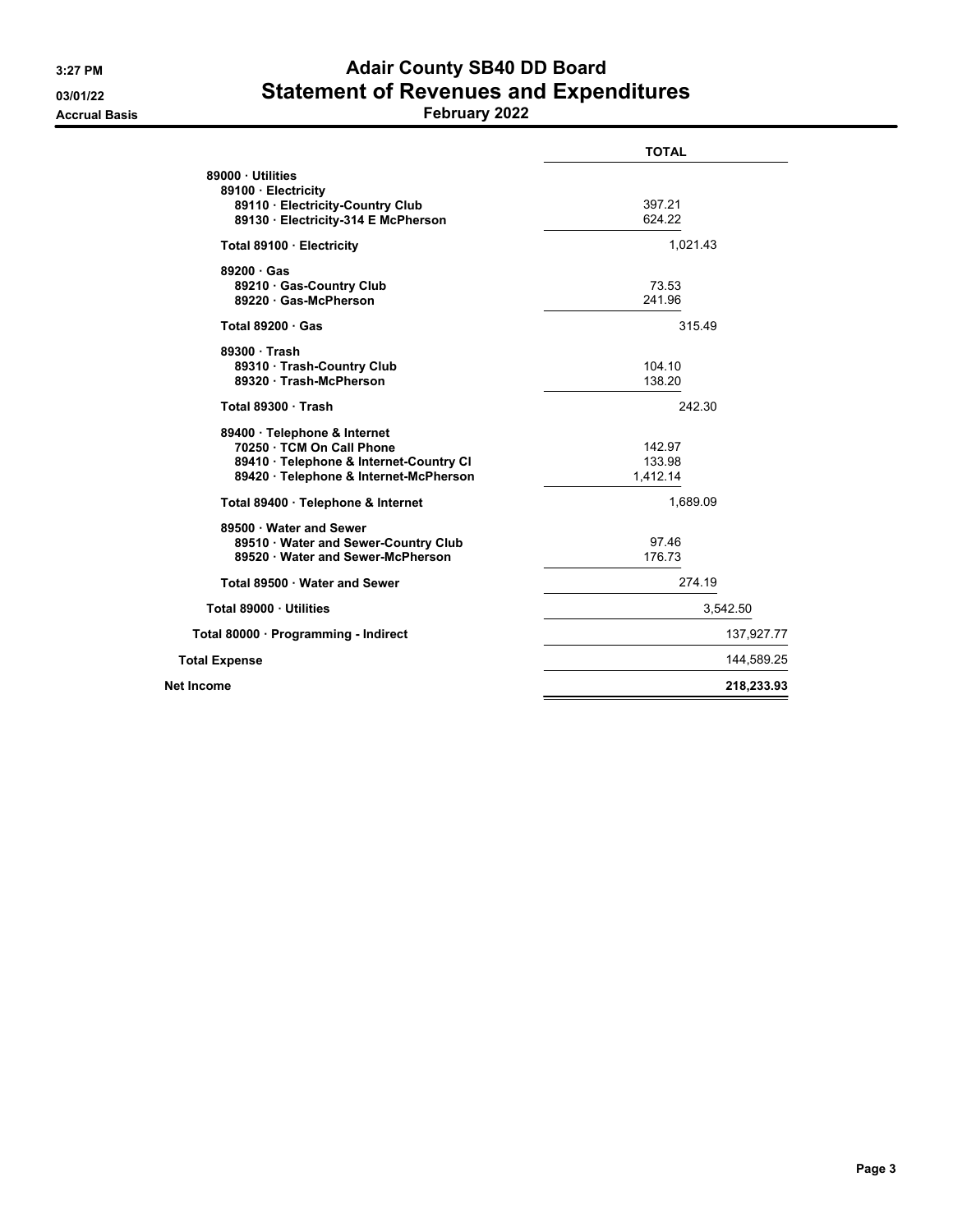# Adair County SB40 DD Board
## Statement of Revenues and Expenditures
### February 2022

3:27 PM
03/01/22
Accrual Basis

| | TOTAL |
|---|---|
| 89000 · Utilities | |
| 89100 · Electricity | |
| 89110 · Electricity-Country Club | 397.21 |
| 89130 · Electricity-314 E McPherson | 624.22 |
| Total 89100 · Electricity | 1,021.43 |
| 89200 · Gas | |
| 89210 · Gas-Country Club | 73.53 |
| 89220 · Gas-McPherson | 241.96 |
| Total 89200 · Gas | 315.49 |
| 89300 · Trash | |
| 89310 · Trash-Country Club | 104.10 |
| 89320 · Trash-McPherson | 138.20 |
| Total 89300 · Trash | 242.30 |
| 89400 · Telephone & Internet | |
| 70250 · TCM On Call Phone | 142.97 |
| 89410 · Telephone & Internet-Country Cl | 133.98 |
| 89420 · Telephone & Internet-McPherson | 1,412.14 |
| Total 89400 · Telephone & Internet | 1,689.09 |
| 89500 · Water and Sewer | |
| 89510 · Water and Sewer-Country Club | 97.46 |
| 89520 · Water and Sewer-McPherson | 176.73 |
| Total 89500 · Water and Sewer | 274.19 |
| Total 89000 · Utilities | 3,542.50 |
| Total 80000 · Programming - Indirect | 137,927.77 |
| Total Expense | 144,589.25 |
| **Net Income** | **218,233.93** |